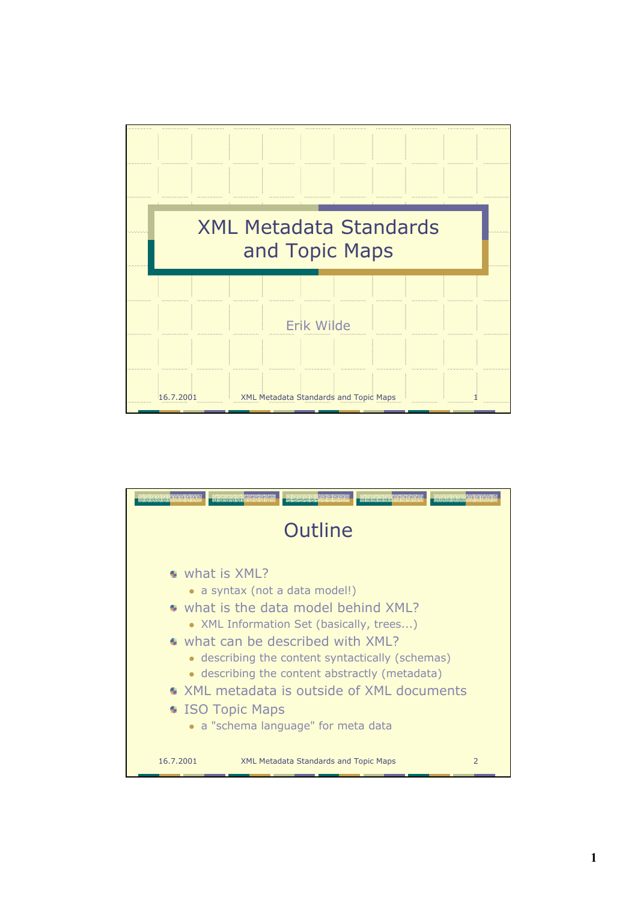# XML Metadata Standards and Topic Maps

Erik Wilde

## Outline

- what is XML?
  - a syntax (not a data model!)
- what is the data model behind XML?
  - XML Information Set (basically, trees...)
- what can be described with XML?
  - describing the content syntactically (schemas)
  - describing the content abstractly (metadata)
- XML metadata is outside of XML documents
- ISO Topic Maps
  - a "schema language" for meta data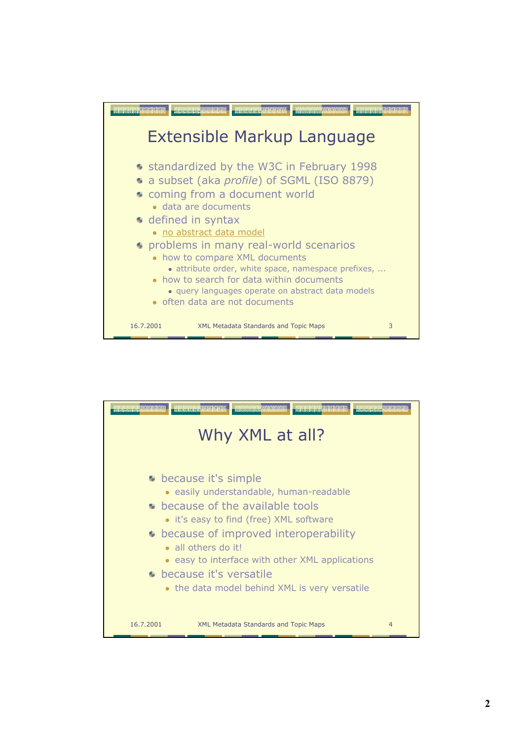## Extensible Markup Language

- standardized by the W3C in February 1998
- a subset (aka *profile*) of SGML (ISO 8879)
- coming from a document world
  - data are documents
- defined in syntax
  - no abstract data model
- problems in many real-world scenarios
  - how to compare XML documents
    - attribute order, white space, namespace prefixes, ...
  - how to search for data within documents
    - query languages operate on abstract data models
  - often data are not documents

## Why XML at all?

- because it's simple
  - easily understandable, human-readable
- because of the available tools
  - it's easy to find (free) XML software
- because of improved interoperability
  - all others do it!
  - easy to interface with other XML applications
- because it's versatile
  - the data model behind XML is very versatile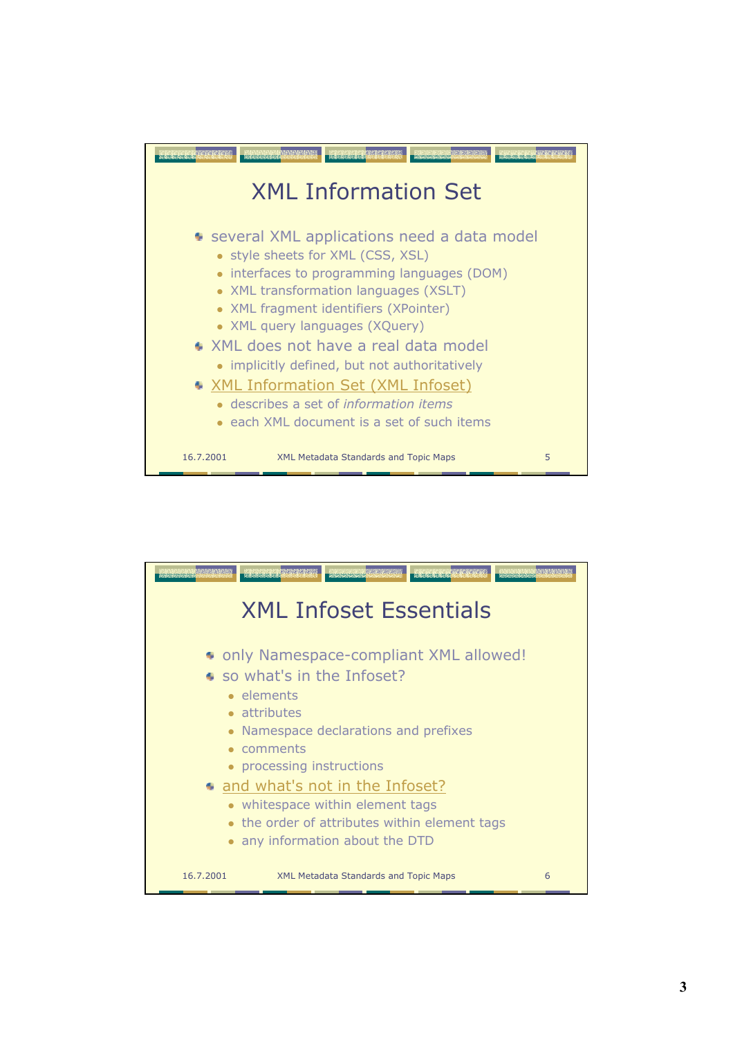## XML Information Set

- several XML applications need a data model
  - style sheets for XML (CSS, XSL)
  - interfaces to programming languages (DOM)
  - XML transformation languages (XSLT)
  - XML fragment identifiers (XPointer)
  - XML query languages (XQuery)
- XML does not have a real data model
  - implicitly defined, but not authoritatively
- XML Information Set (XML Infoset)
  - describes a set of *information items*
  - each XML document is a set of such items

## XML Infoset Essentials

- only Namespace-compliant XML allowed!
- so what's in the Infoset?
  - elements
  - attributes
  - Namespace declarations and prefixes
  - comments
  - processing instructions
- and what's not in the Infoset?
  - whitespace within element tags
  - the order of attributes within element tags
  - any information about the DTD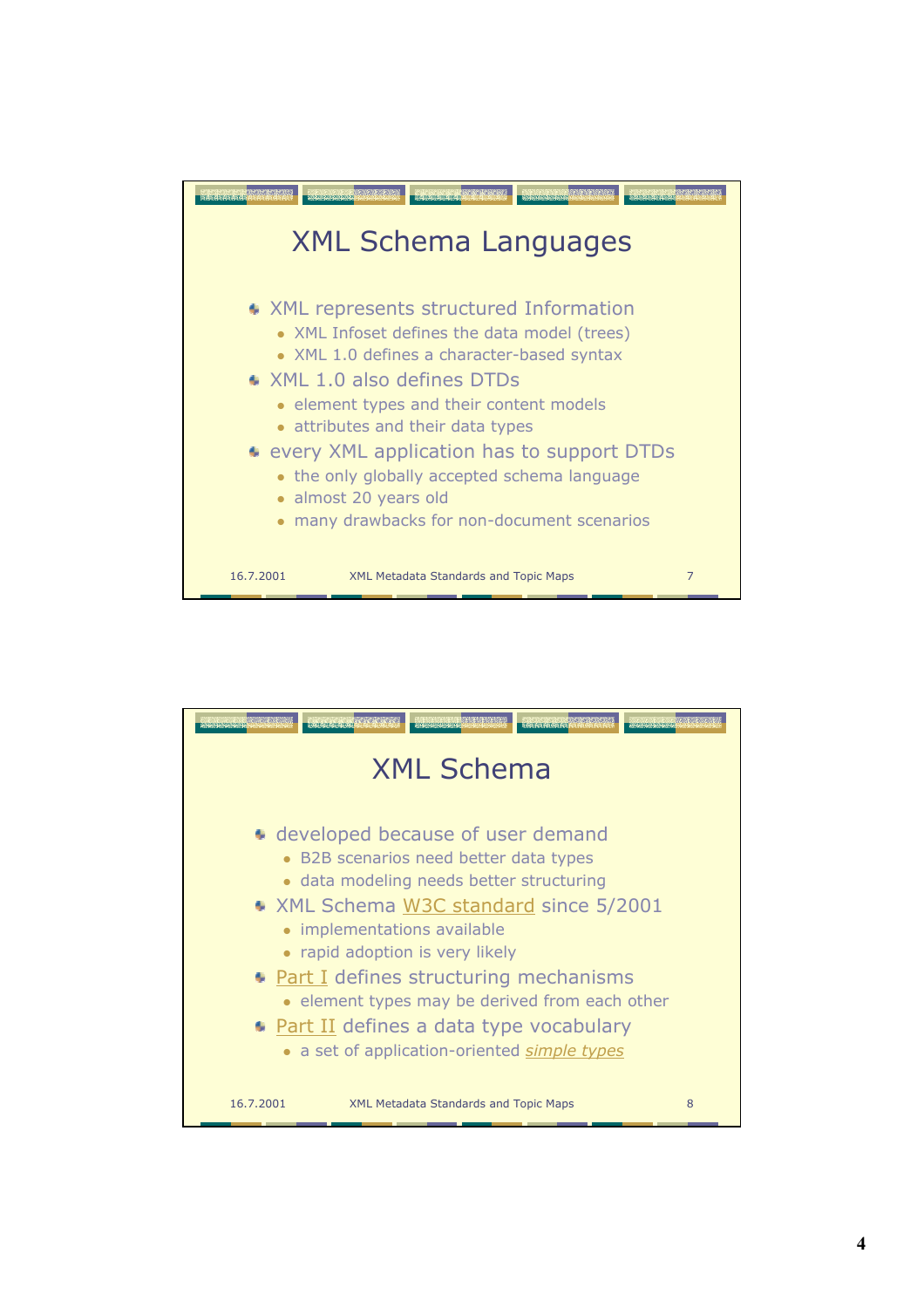## XML Schema Languages

- XML represents structured Information
  - XML Infoset defines the data model (trees)
  - XML 1.0 defines a character-based syntax
- XML 1.0 also defines DTDs
  - element types and their content models
  - attributes and their data types
- every XML application has to support DTDs
  - the only globally accepted schema language
  - almost 20 years old
  - many drawbacks for non-document scenarios

## XML Schema

- developed because of user demand
  - B2B scenarios need better data types
  - data modeling needs better structuring
- XML Schema W3C standard since 5/2001
  - implementations available
  - rapid adoption is very likely
- Part I defines structuring mechanisms
  - element types may be derived from each other
- Part II defines a data type vocabulary
  - a set of application-oriented *simple types*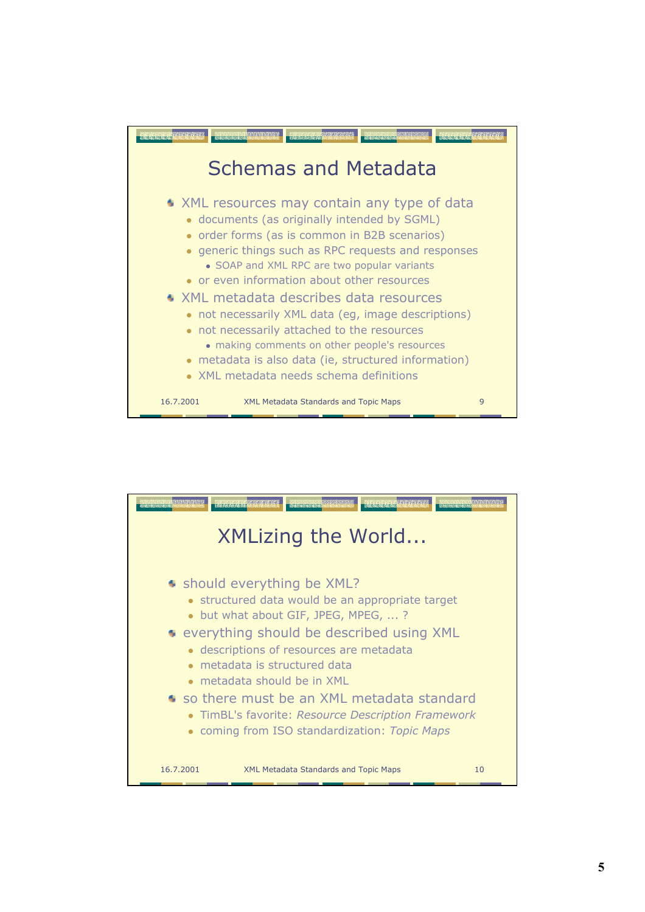## Schemas and Metadata

- XML resources may contain any type of data
  - documents (as originally intended by SGML)
  - order forms (as is common in B2B scenarios)
  - generic things such as RPC requests and responses
    - SOAP and XML RPC are two popular variants
  - or even information about other resources
- XML metadata describes data resources
  - not necessarily XML data (eg, image descriptions)
  - not necessarily attached to the resources
    - making comments on other people's resources
  - metadata is also data (ie, structured information)
  - XML metadata needs schema definitions

## XMLizing the World...

- should everything be XML?
  - structured data would be an appropriate target
  - but what about GIF, JPEG, MPEG, ... ?
- everything should be described using XML
  - descriptions of resources are metadata
  - metadata is structured data
  - metadata should be in XML
- so there must be an XML metadata standard
  - TimBL's favorite: *Resource Description Framework*
  - coming from ISO standardization: *Topic Maps*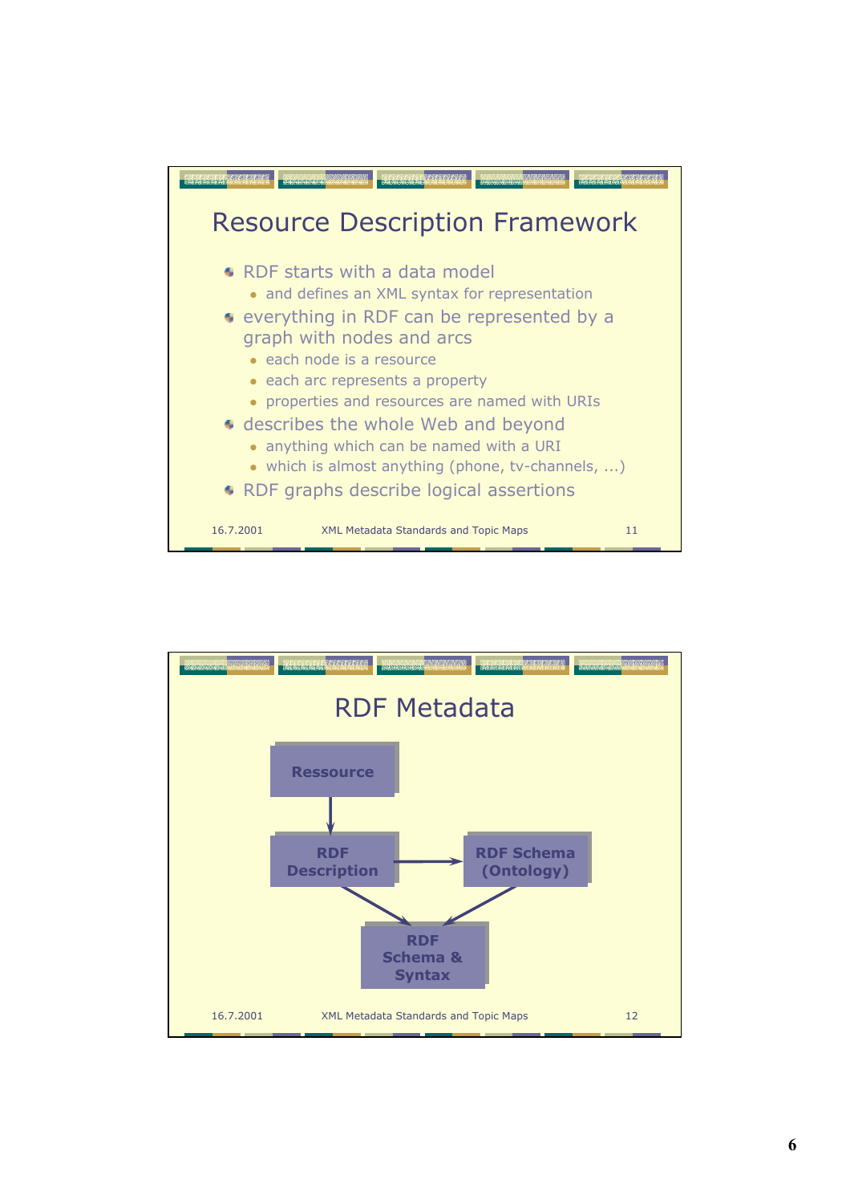# Resource Description Framework

- RDF starts with a data model
  - and defines an XML syntax for representation
- everything in RDF can be represented by a graph with nodes and arcs
  - each node is a resource
  - each arc represents a property
  - properties and resources are named with URIs
- describes the whole Web and beyond
  - anything which can be named with a URI
  - which is almost anything (phone, tv-channels, ...)
- RDF graphs describe logical assertions

# RDF Metadata

Ressource

RDF Description

RDF Schema (Ontology)

RDF Schema & Syntax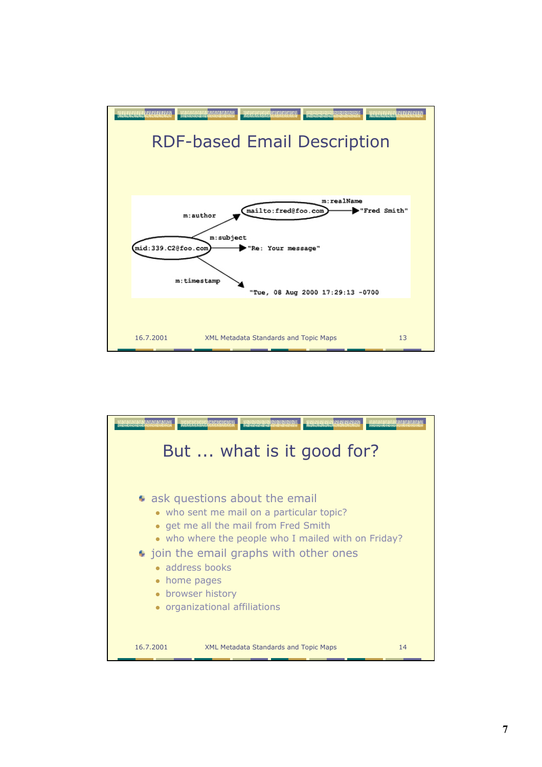## RDF-based Email Description

m:author

mailto:fred@foo.com

m:realName

"Fred Smith"

mid:339.C2@foo.com

m:subject

"Re: Your message"

m:timestamp

"Tue, 08 Aug 2000 17:29:13 -0700

## But ... what is it good for?

- ask questions about the email
  - who sent me mail on a particular topic?
  - get me all the mail from Fred Smith
  - who where the people who I mailed with on Friday?
- join the email graphs with other ones
  - address books
  - home pages
  - browser history
  - organizational affiliations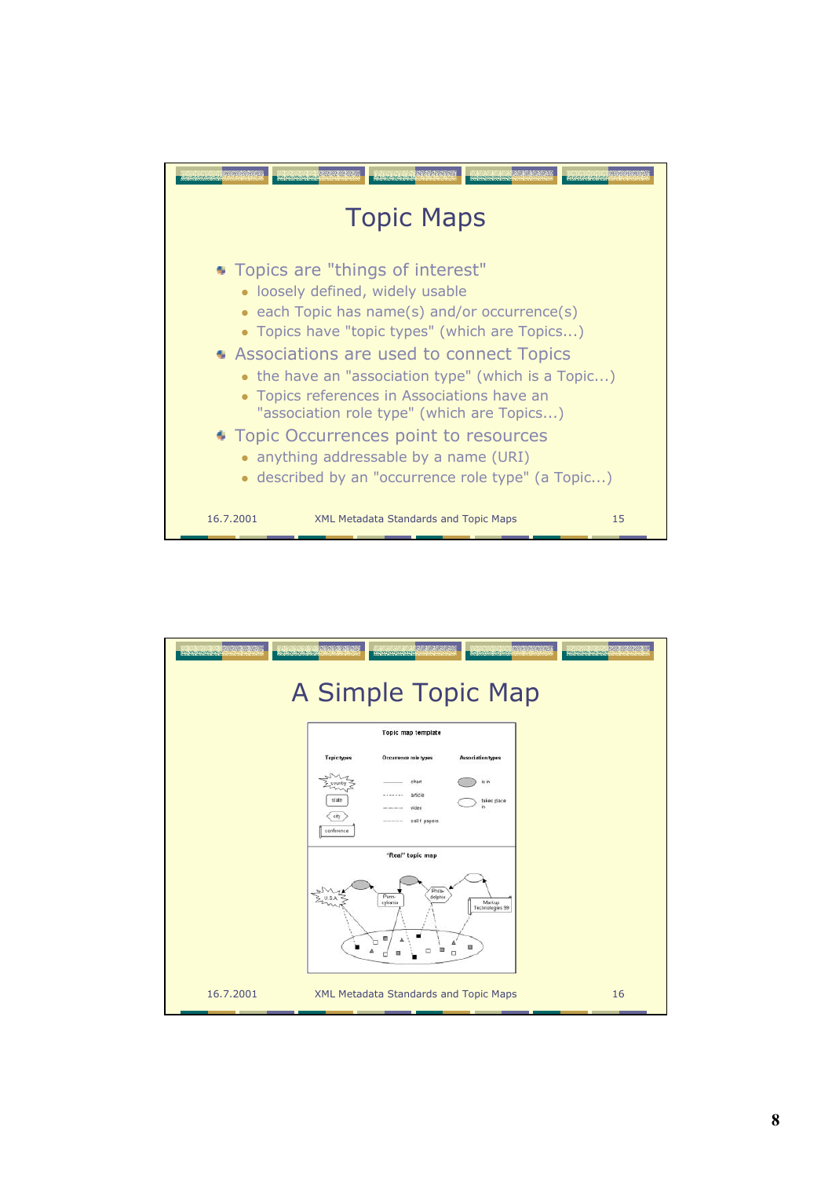# Topic Maps

- Topics are "things of interest"
  - loosely defined, widely usable
  - each Topic has name(s) and/or occurrence(s)
  - Topics have "topic types" (which are Topics...)
- Associations are used to connect Topics
  - the have an "association type" (which is a Topic...)
  - Topics references in Associations have an "association role type" (which are Topics...)
- Topic Occurrences point to resources
  - anything addressable by a name (URI)
  - described by an "occurrence role type" (a Topic...)

16.7.2001 XML Metadata Standards and Topic Maps 15

# A Simple Topic Map

Topic map template

Topic types

country

state

city

conference

Occurrence role types

chart

article

video

call f. papers

Association types

is in

takes place in

"Real" topic map

U.S.A.

Penn-sylvania

Phila-delphia

Markup Technologies 99

16.7.2001 XML Metadata Standards and Topic Maps 16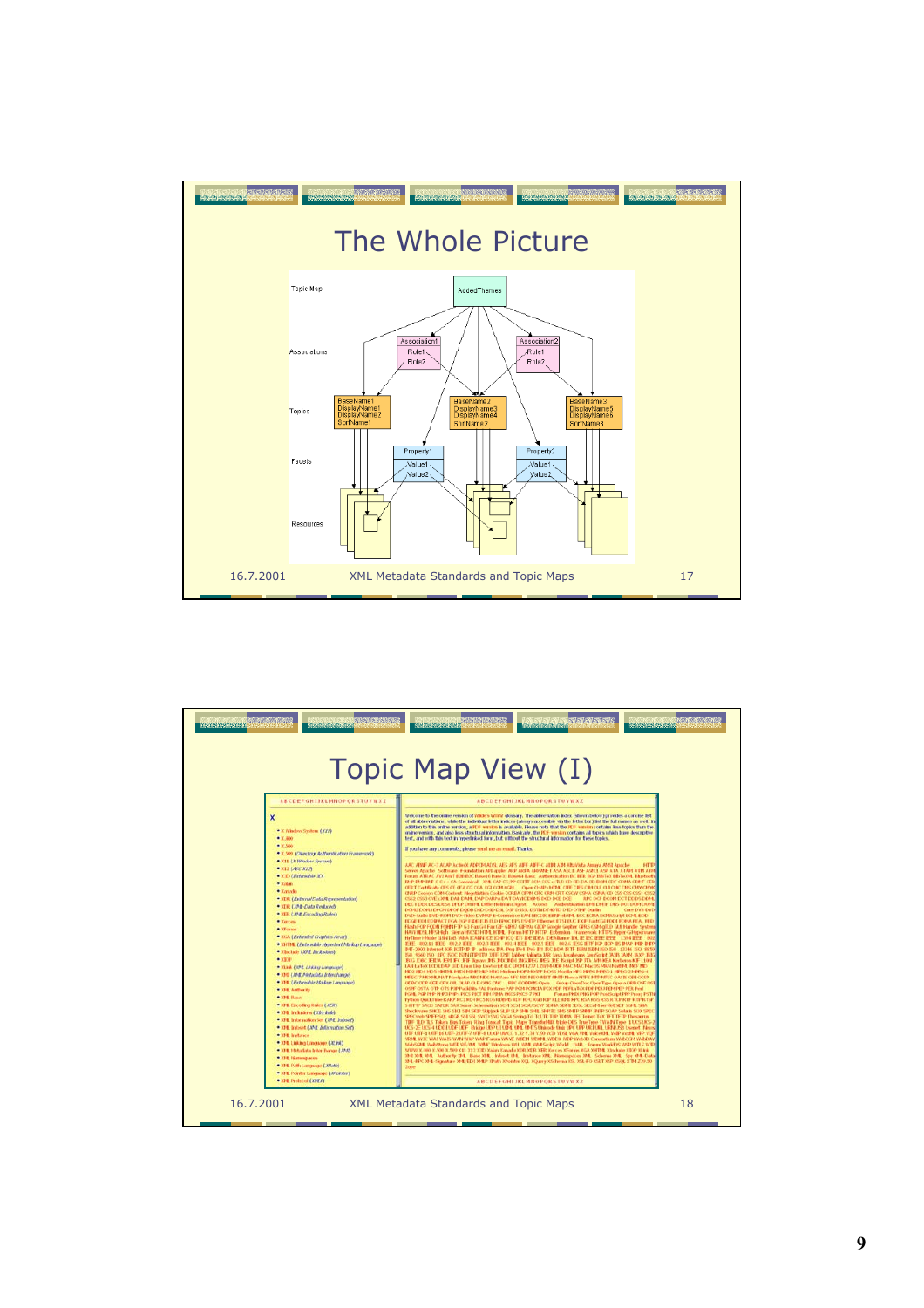# The Whole Picture

Topic Map

AddedThemes

Associations

Association1
Role1
Role2

Association2
Role1
Role2

Topics

BaseName1
DisplayName1
DisplayName2
SortName1

BaseName2
DisplayName3
DisplayName4
SortName2

BaseName3
DisplayName5
DisplayName6
SortName3

Facets

Property1
Value1
Value2

Property2
Value1
Value2

Resources

16.7.2001 XML Metadata Standards and Topic Maps 17

# Topic Map View (I)

16.7.2001 XML Metadata Standards and Topic Maps 18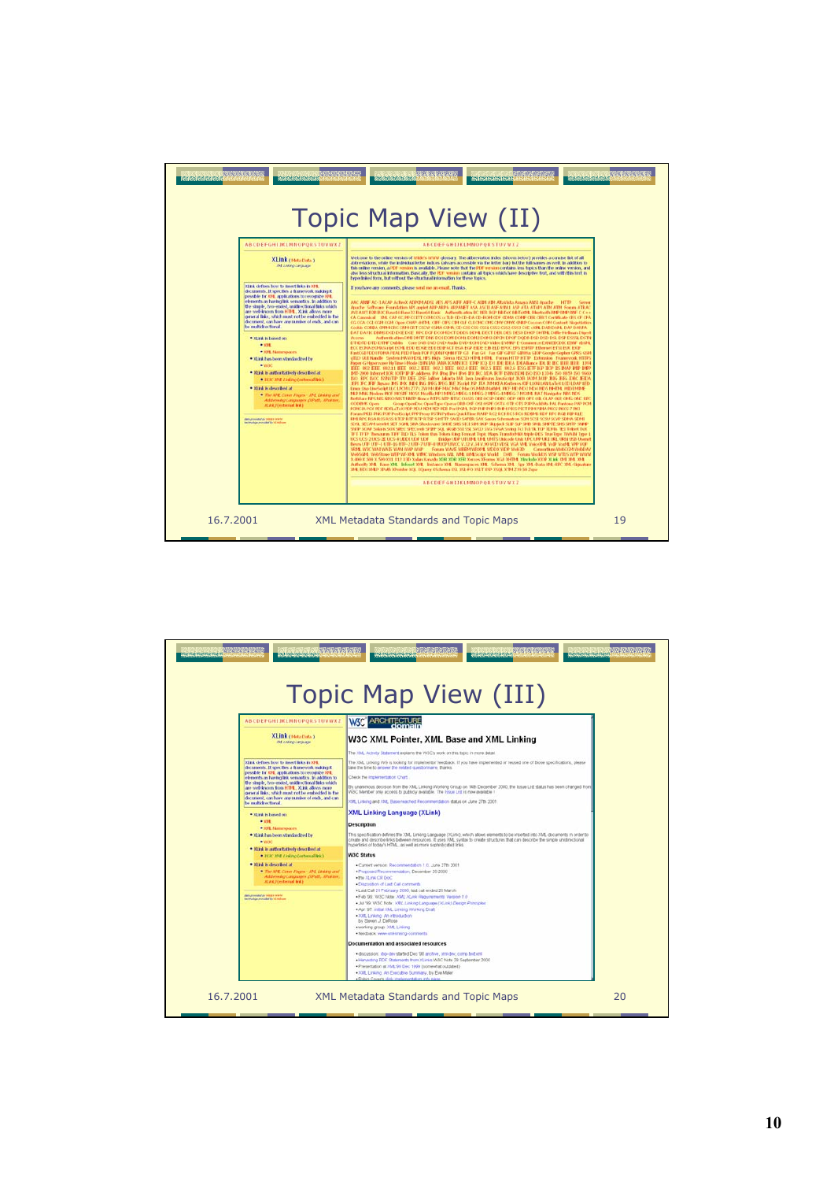# Topic Map View (II)

16.7.2001 XML Metadata Standards and Topic Maps 19

# Topic Map View (III)

16.7.2001 XML Metadata Standards and Topic Maps 20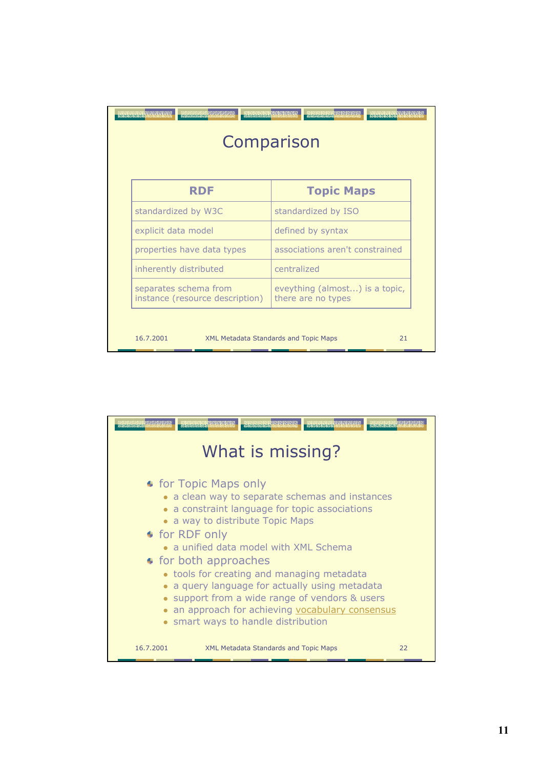# Comparison

| RDF | Topic Maps |
| --- | --- |
| standardized by W3C | standardized by ISO |
| explicit data model | defined by syntax |
| properties have data types | associations aren't constrained |
| inherently distributed | centralized |
| separates schema from instance (resource description) | eveything (almost...) is a topic, there are no types |

# What is missing?

- for Topic Maps only
  - a clean way to separate schemas and instances
  - a constraint language for topic associations
  - a way to distribute Topic Maps
- for RDF only
  - a unified data model with XML Schema
- for both approaches
  - tools for creating and managing metadata
  - a query language for actually using metadata
  - support from a wide range of vendors & users
  - an approach for achieving vocabulary consensus
  - smart ways to handle distribution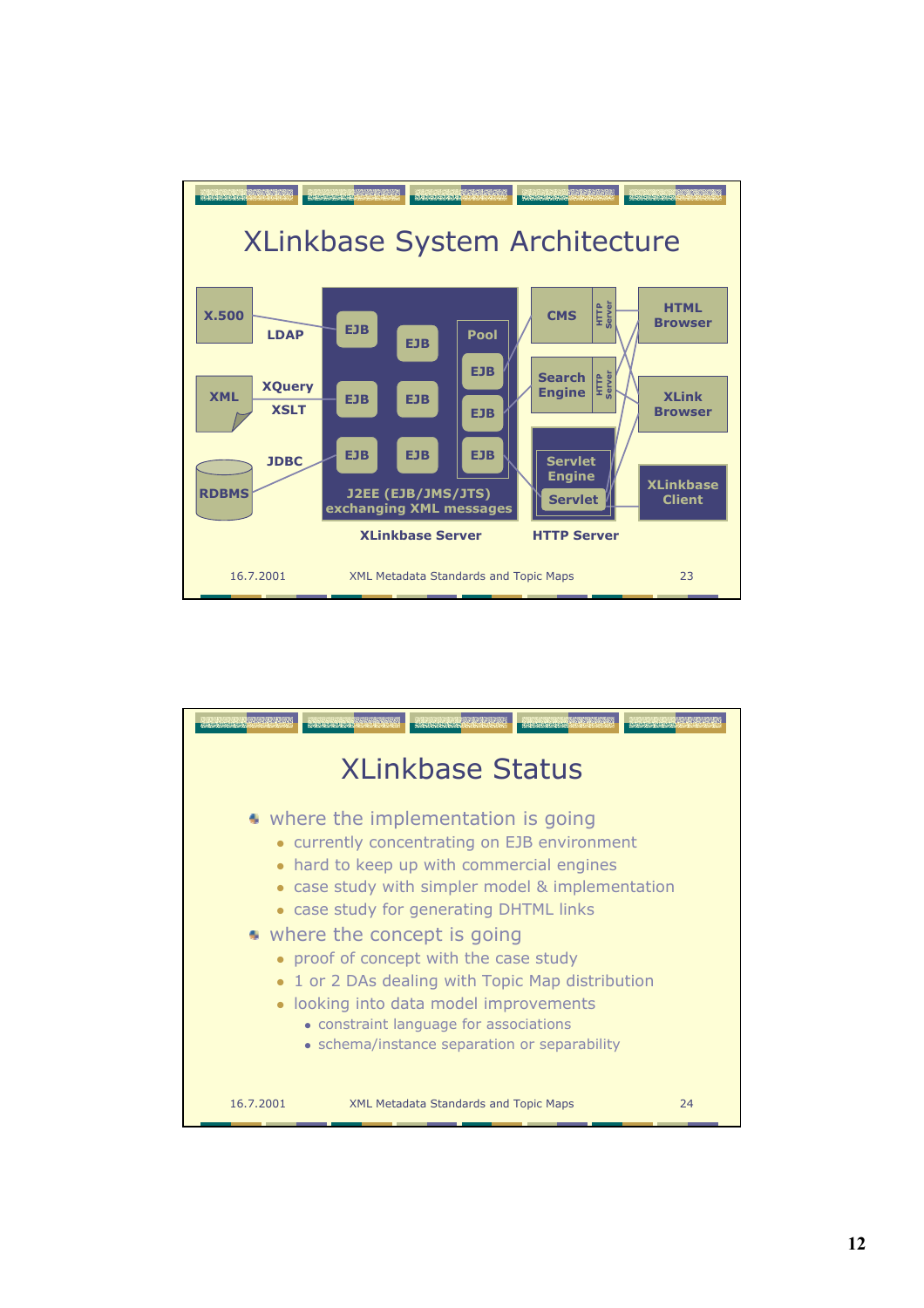# XLinkbase System Architecture

X.500

LDAP

XML

XQuery

XSLT

JDBC

RDBMS

EJB

EJB

EJB

EJB

EJB

EJB

Pool

EJB

EJB

EJB

J2EE (EJB/JMS/JTS) exchanging XML messages

XLinkbase Server

CMS

HTTP Server

Search Engine

HTTP Server

Servlet Engine

Servlet

HTTP Server

HTML Browser

XLink Browser

XLinkbase Client

# XLinkbase Status

- where the implementation is going
  - currently concentrating on EJB environment
  - hard to keep up with commercial engines
  - case study with simpler model & implementation
  - case study for generating DHTML links
- where the concept is going
  - proof of concept with the case study
  - 1 or 2 DAs dealing with Topic Map distribution
  - looking into data model improvements
    - constraint language for associations
    - schema/instance separation or separability